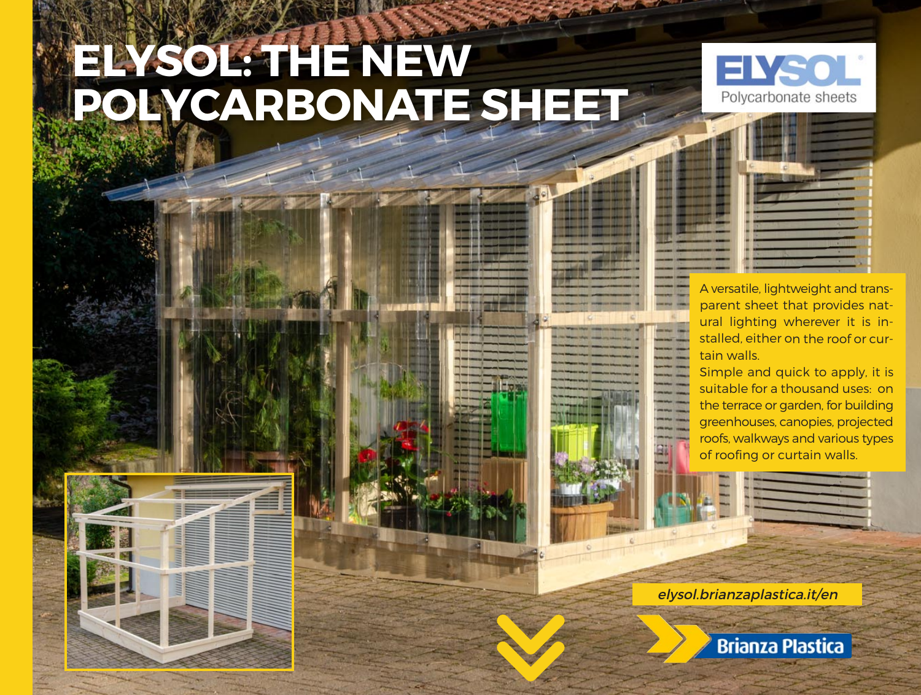# ELYSOL: THE NEW POLYCARBONATE SHEET

ELYSOL
Polycarbonate sheets

A versatile, lightweight and transparent sheet that provides natural lighting wherever it is installed, either on the roof or curtain walls.
Simple and quick to apply, it is suitable for a thousand uses: on the terrace or garden, for building greenhouses, canopies, projected roofs, walkways and various types of roofing or curtain walls.

*elysol.brianzaplastica.it/en*

Brianza Plastica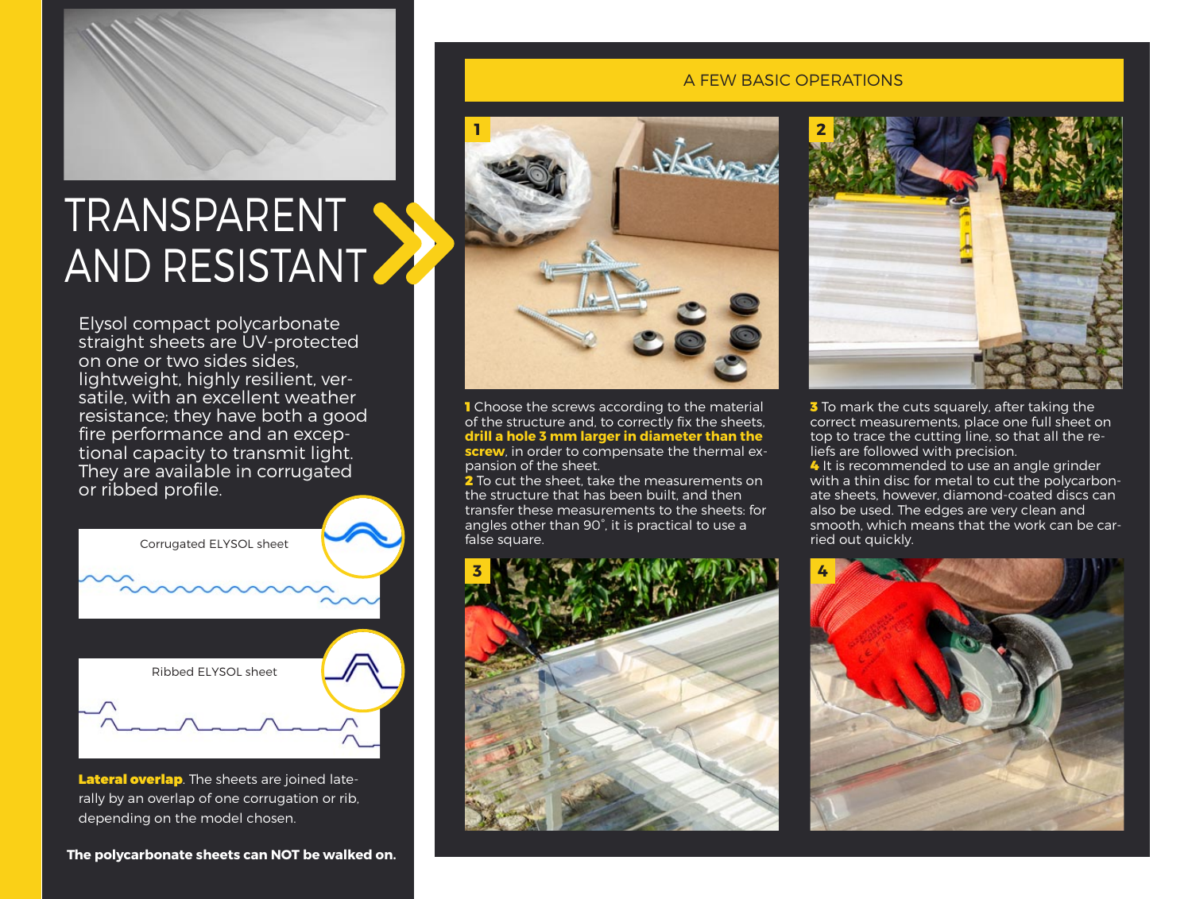# TRANSPARENT AND RESISTANT

Elysol compact polycarbonate straight sheets are UV-protected on one or two sides sides, lightweight, highly resilient, versatile, with an excellent weather resistance; they have both a good fire performance and an exceptional capacity to transmit light. They are available in corrugated or ribbed profile.

Corrugated ELYSOL sheet

Ribbed ELYSOL sheet

**Lateral overlap**. The sheets are joined laterally by an overlap of one corrugation or rib, depending on the model chosen.

**The polycarbonate sheets can NOT be walked on.**

## A FEW BASIC OPERATIONS

**1** Choose the screws according to the material of the structure and, to correctly fix the sheets, **drill a hole 3 mm larger in diameter than the screw**, in order to compensate the thermal expansion of the sheet.

**2** To cut the sheet, take the measurements on the structure that has been built, and then transfer these measurements to the sheets: for angles other than 90°, it is practical to use a false square.

**3** To mark the cuts squarely, after taking the correct measurements, place one full sheet on top to trace the cutting line, so that all the reliefs are followed with precision.

**4** It is recommended to use an angle grinder with a thin disc for metal to cut the polycarbonate sheets, however, diamond-coated discs can also be used. The edges are very clean and smooth, which means that the work can be carried out quickly.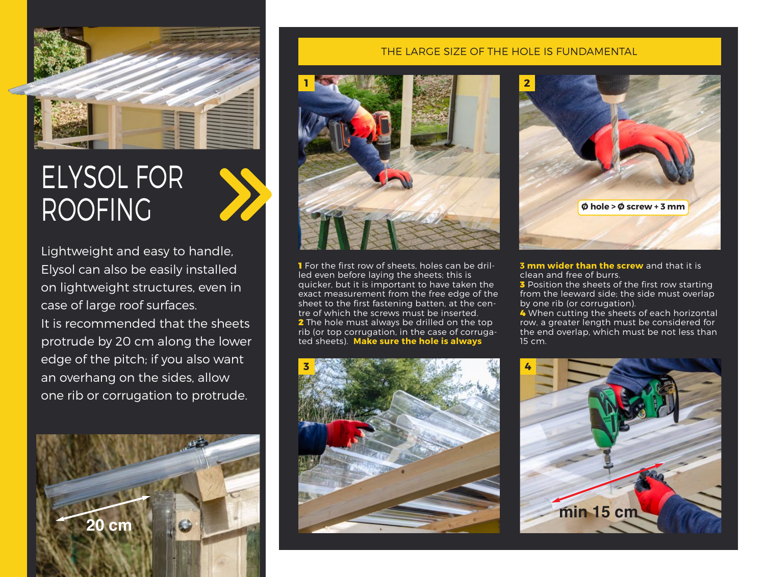# ELYSOL FOR ROOFING

Lightweight and easy to handle, Elysol can also be easily installed on lightweight structures, even in case of large roof surfaces.
It is recommended that the sheets protrude by 20 cm along the lower edge of the pitch; if you also want an overhang on the sides, allow one rib or corrugation to protrude.

20 cm

## THE LARGE SIZE OF THE HOLE IS FUNDAMENTAL

Ø hole > Ø screw + 3 mm

**1** For the first row of sheets, holes can be drilled even before laying the sheets: this is quicker, but it is important to have taken the exact measurement from the free edge of the sheet to the first fastening batten, at the centre of which the screws must be inserted.
**2** The hole must always be drilled on the top rib (or top corrugation, in the case of corrugated sheets). **Make sure the hole is always 3 mm wider than the screw** and that it is clean and free of burrs.
**3** Position the sheets of the first row starting from the leeward side; the side must overlap by one rib (or corrugation).
**4** When cutting the sheets of each horizontal row, a greater length must be considered for the end overlap, which must be not less than 15 cm.

min 15 cm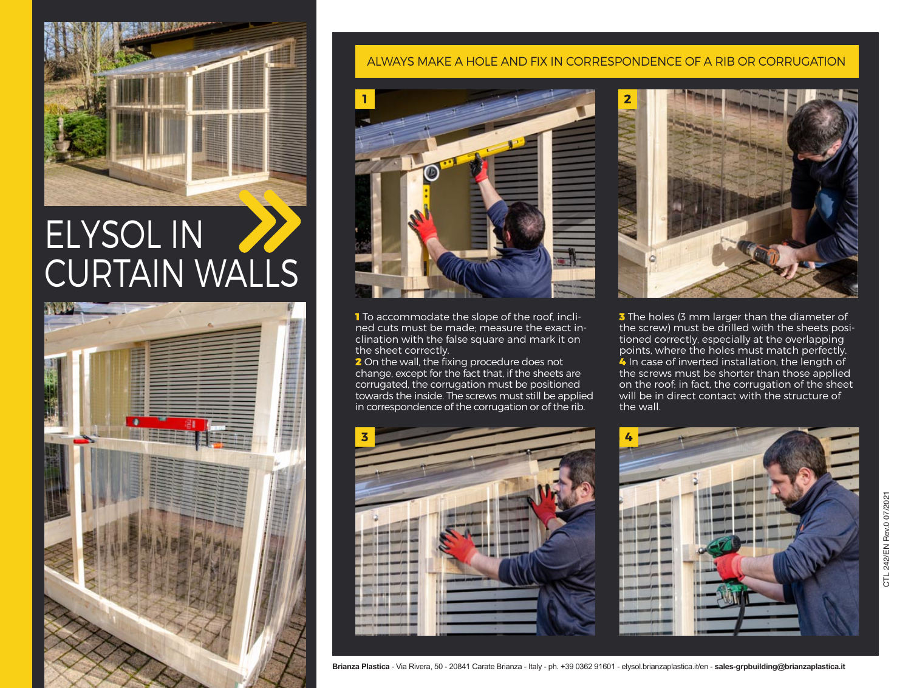# ELYSOL IN CURTAIN WALLS

ALWAYS MAKE A HOLE AND FIX IN CORRESPONDENCE OF A RIB OR CORRUGATION

**1** To accommodate the slope of the roof, inclined cuts must be made; measure the exact inclination with the false square and mark it on the sheet correctly.

**2** On the wall, the fixing procedure does not change, except for the fact that, if the sheets are corrugated, the corrugation must be positioned towards the inside. The screws must still be applied in correspondence of the corrugation or of the rib.

**3** The holes (3 mm larger than the diameter of the screw) must be drilled with the sheets positioned correctly, especially at the overlapping points, where the holes must match perfectly.

**4** In case of inverted installation, the length of the screws must be shorter than those applied on the roof; in fact, the corrugation of the sheet will be in direct contact with the structure of the wall.

CTL 242/EN Rev.0 07/2021

**Brianza Plastica** - Via Rivera, 50 - 20841 Carate Brianza - Italy - ph. +39 0362 91601 - elysol.brianzaplastica.it/en - **sales-grpbuilding@brianzaplastica.it**